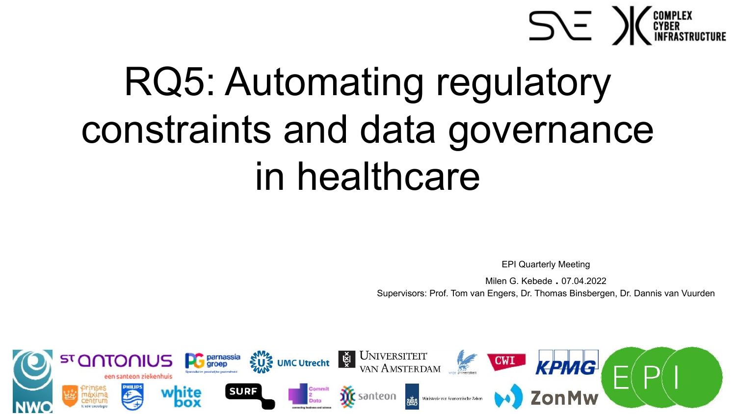# RQ5: Automating regulatory constraints and data governance in healthcare

EPI Quarterly Meeting

Milen G. Kebede . 07.04.2022

Supervisors: Prof. Tom van Engers, Dr. Thomas Binsbergen, Dr. Dannis van Vuurden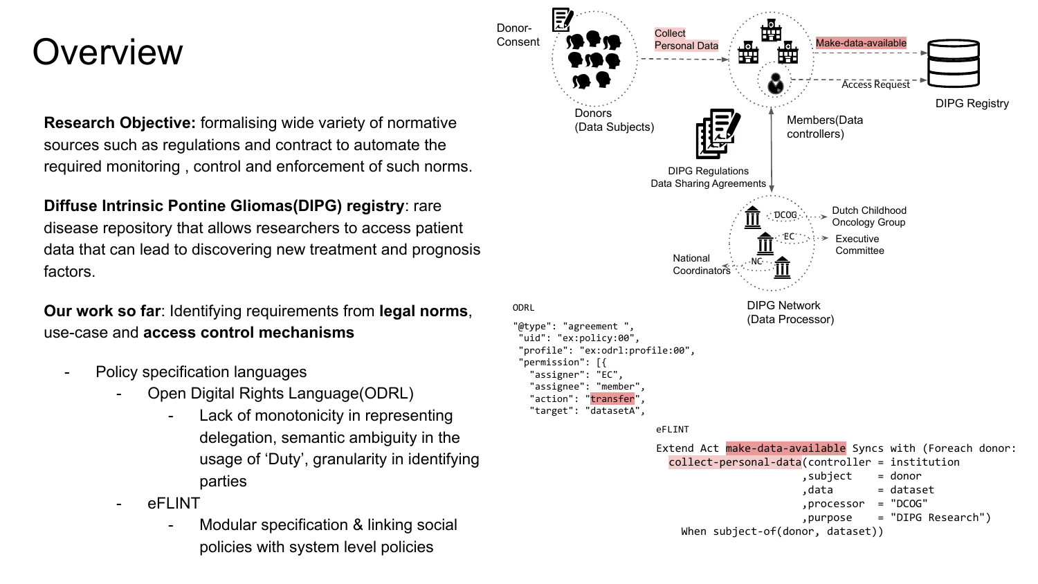# Overview

**Research Objective:** formalising wide variety of normative sources such as regulations and contract to automate the required monitoring , control and enforcement of such norms.

**Diffuse Intrinsic Pontine Gliomas(DIPG) registry**: rare disease repository that allows researchers to access patient data that can lead to discovering new treatment and prognosis factors.

**Our work so far**: Identifying requirements from **legal norms**, use-case and **access control mechanisms**

- Policy specification languages
  - Open Digital Rights Language(ODRL)
    - Lack of monotonicity in representing delegation, semantic ambiguity in the usage of 'Duty', granularity in identifying parties
  - eFLINT
    - Modular specification & linking social policies with system level policies

Donor-Consent

Donors (Data Subjects)

Collect Personal Data

Make-data-available

Access Request

DIPG Registry

Members(Data controllers)

DIPG Regulations Data Sharing Agreements

DCOG — Dutch Childhood Oncology Group

EC — Executive Committee

NC — National Coordinators

DIPG Network (Data Processor)

ODRL

```
"@type": "agreement ",
 "uid": "ex:policy:00",
 "profile": "ex:odrl:profile:00",
 "permission": [{
   "assigner": "EC",
   "assignee": "member",
   "action": "transfer",
   "target": "datasetA",
```

eFLINT

```
Extend Act make-data-available Syncs with (Foreach donor:
  collect-personal-data(controller = institution
                       ,subject    = donor
                       ,data       = dataset
                       ,processor  = "DCOG"
                       ,purpose    = "DIPG Research")
     When subject-of(donor, dataset))
```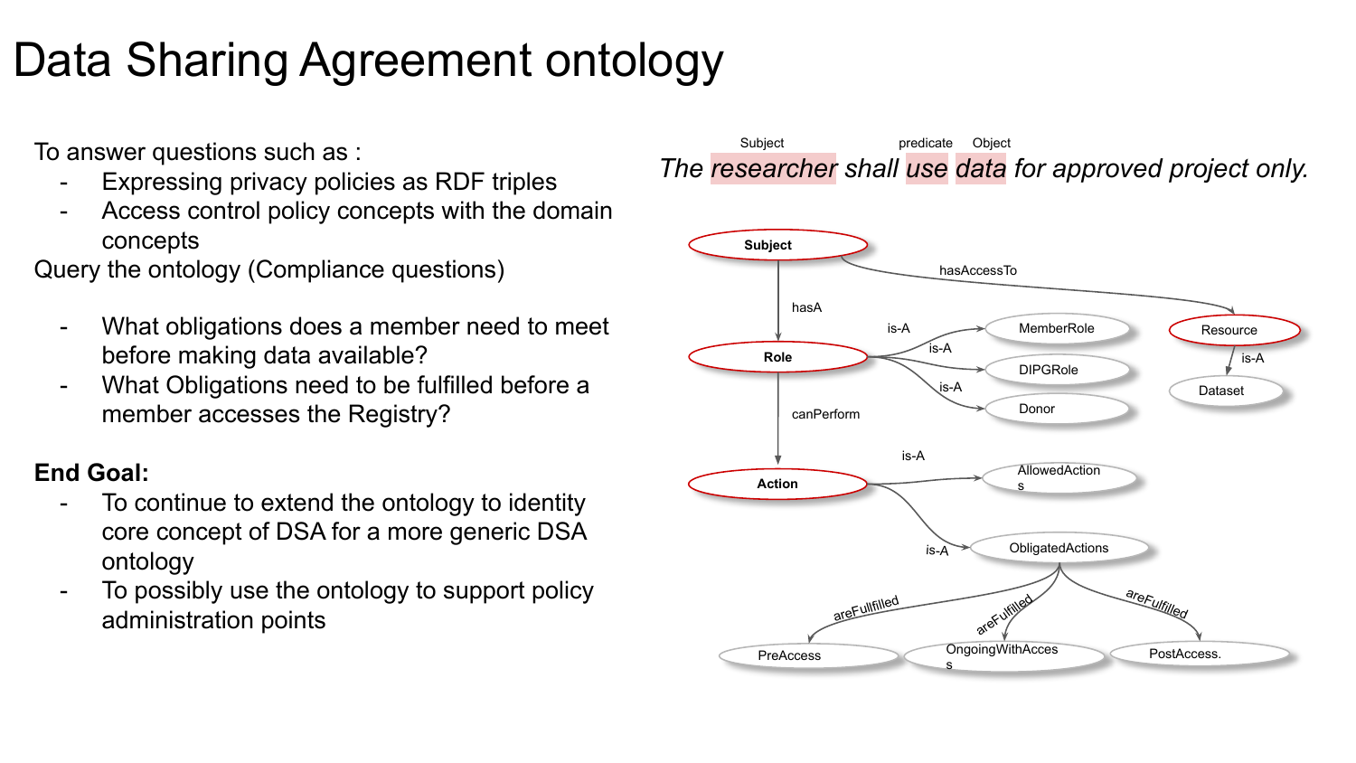# Data Sharing Agreement ontology

To answer questions such as :

- Expressing privacy policies as RDF triples
- Access control policy concepts with the domain concepts

Query the ontology (Compliance questions)

- What obligations does a member need to meet before making data available?
- What Obligations need to be fulfilled before a member accesses the Registry?

**End Goal:**

- To continue to extend the ontology to identity core concept of DSA for a more generic DSA ontology
- To possibly use the ontology to support policy administration points

Subject predicate Object

*The researcher shall use data for approved project only.*

Subject —hasA→ Role
Subject —hasAccessTo→ Resource
Role —is-A→ MemberRole
Role —is-A→ DIPGRole
Role —is-A→ Donor
Resource —is-A→ Dataset
Role —canPerform→ Action
Action —is-A→ AllowedActions
Action —is-A→ ObligatedActions
ObligatedActions —areFullfilled→ PreAccess
ObligatedActions —areFulfilled→ OngoingWithAccess
ObligatedActions —areFulfilled→ PostAccess.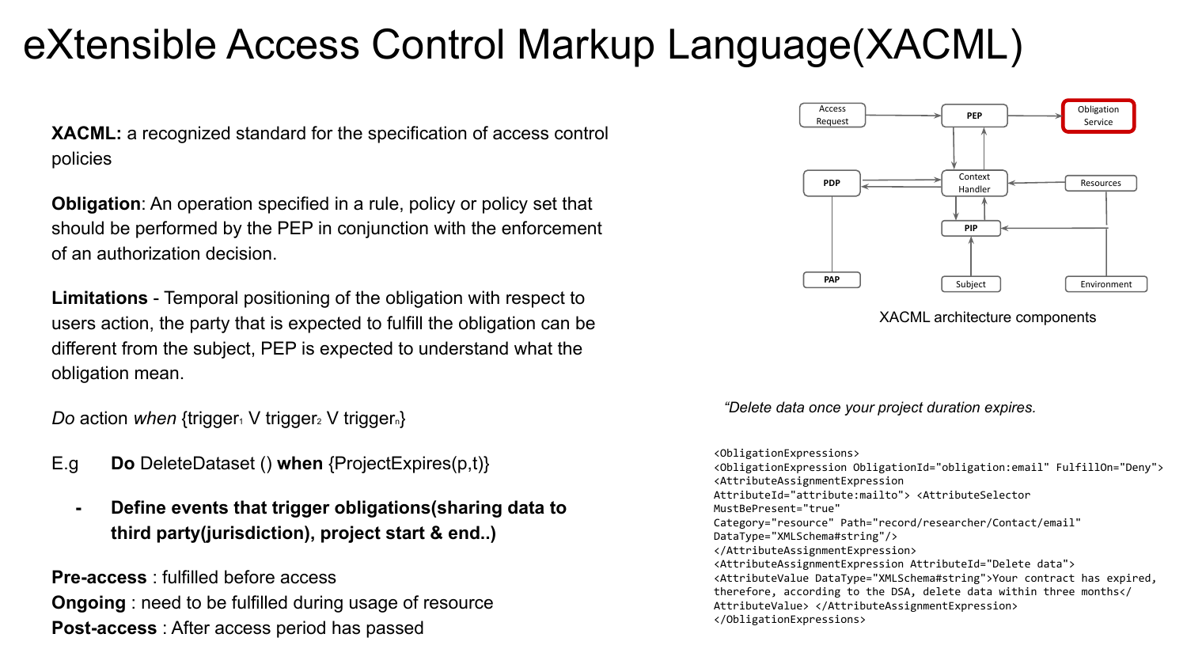# eXtensible Access Control Markup Language(XACML)

**XACML:** a recognized standard for the specification of access control policies

**Obligation**: An operation specified in a rule, policy or policy set that should be performed by the PEP in conjunction with the enforcement of an authorization decision.

**Limitations** - Temporal positioning of the obligation with respect to users action, the party that is expected to fulfill the obligation can be different from the subject, PEP is expected to understand what the obligation mean.

*Do* action *when* {$\text{trigger}_1$ V $\text{trigger}_2$ V $\text{trigger}_n$}

E.g **Do** DeleteDataset () **when** {ProjectExpires(p,t)}

- **Define events that trigger obligations(sharing data to third party(jurisdiction), project start & end..)**

**Pre-access** : fulfilled before access
**Ongoing** : need to be fulfilled during usage of resource
**Post-access** : After access period has passed

Access Request · PEP · Obligation Service · PDP · Context Handler · Resources · PIP · PAP · Subject · Environment

XACML architecture components

*"Delete data once your project duration expires.*

```
<ObligationExpressions>
<ObligationExpression ObligationId="obligation:email" FulfillOn="Deny">
<AttributeAssignmentExpression
AttributeId="attribute:mailto"> <AttributeSelector
MustBePresent="true"
Category="resource" Path="record/researcher/Contact/email"
DataType="XMLSchema#string"/>
</AttributeAssignmentExpression>
<AttributeAssignmentExpression AttributeId="Delete data">
<AttributeValue DataType="XMLSchema#string">Your contract has expired,
therefore, according to the DSA, delete data within three months</
AttributeValue> </AttributeAssignmentExpression>
</ObligationExpressions>
```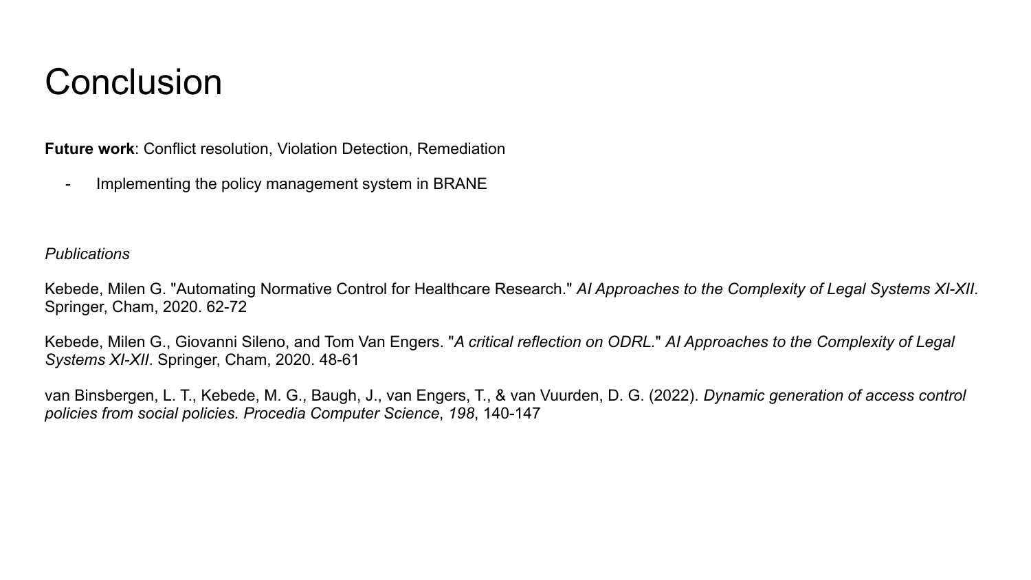# Conclusion

**Future work**: Conflict resolution, Violation Detection, Remediation

- Implementing the policy management system in BRANE

*Publications*

Kebede, Milen G. "Automating Normative Control for Healthcare Research." *AI Approaches to the Complexity of Legal Systems XI-XII*. Springer, Cham, 2020. 62-72

Kebede, Milen G., Giovanni Sileno, and Tom Van Engers. "*A critical reflection on ODRL.*" *AI Approaches to the Complexity of Legal Systems XI-XII*. Springer, Cham, 2020. 48-61

van Binsbergen, L. T., Kebede, M. G., Baugh, J., van Engers, T., & van Vuurden, D. G. (2022). *Dynamic generation of access control policies from social policies. Procedia Computer Science*, *198*, 140-147